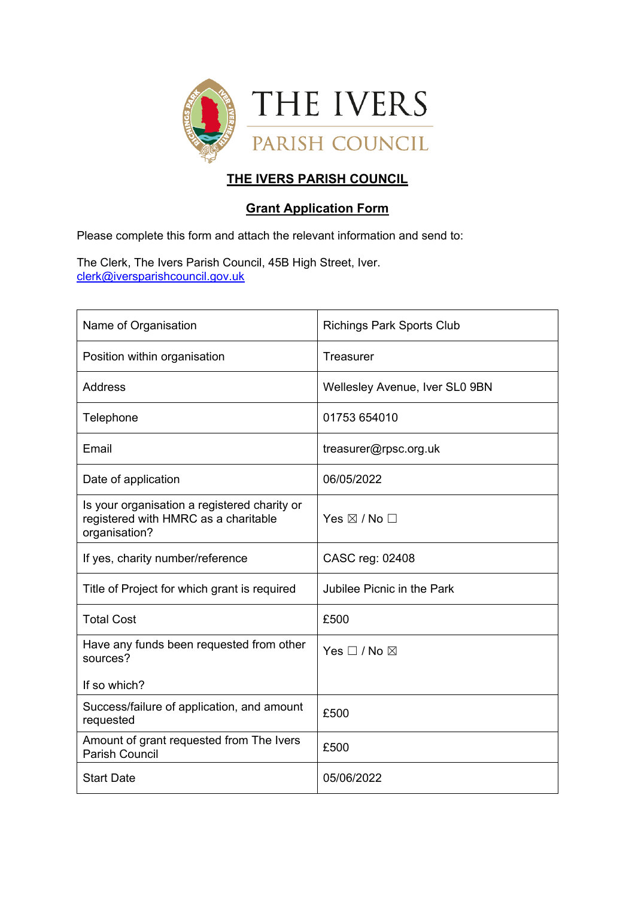THE IVERS
PARISH COUNCIL

# THE IVERS PARISH COUNCIL

## Grant Application Form

Please complete this form and attach the relevant information and send to:

The Clerk, The Ivers Parish Council, 45B High Street, Iver.
clerk@iversparishcouncil.gov.uk

| | |
|---|---|
| Name of Organisation | Richings Park Sports Club |
| Position within organisation | Treasurer |
| Address | Wellesley Avenue, Iver SL0 9BN |
| Telephone | 01753 654010 |
| Email | treasurer@rpsc.org.uk |
| Date of application | 06/05/2022 |
| Is your organisation a registered charity or registered with HMRC as a charitable organisation? | Yes ☒ / No ☐ |
| If yes, charity number/reference | CASC reg: 02408 |
| Title of Project for which grant is required | Jubilee Picnic in the Park |
| Total Cost | £500 |
| Have any funds been requested from other sources?<br><br>If so which? | Yes ☐ / No ☒ |
| Success/failure of application, and amount requested | £500 |
| Amount of grant requested from The Ivers Parish Council | £500 |
| Start Date | 05/06/2022 |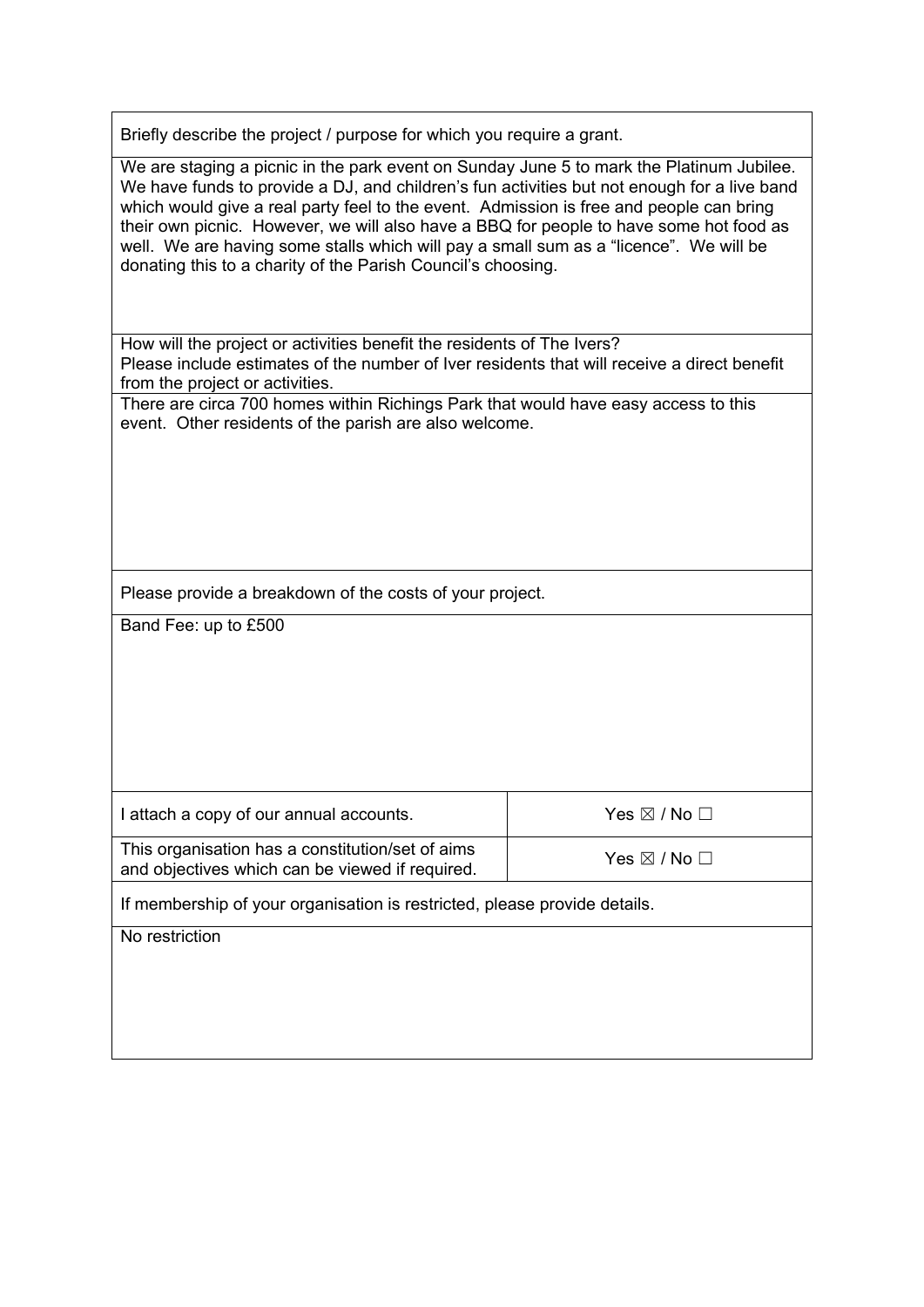Briefly describe the project / purpose for which you require a grant.

We are staging a picnic in the park event on Sunday June 5 to mark the Platinum Jubilee. We have funds to provide a DJ, and children's fun activities but not enough for a live band which would give a real party feel to the event. Admission is free and people can bring their own picnic. However, we will also have a BBQ for people to have some hot food as well. We are having some stalls which will pay a small sum as a "licence". We will be donating this to a charity of the Parish Council's choosing.

How will the project or activities benefit the residents of The Ivers?
Please include estimates of the number of Iver residents that will receive a direct benefit from the project or activities.

There are circa 700 homes within Richings Park that would have easy access to this event. Other residents of the parish are also welcome.

Please provide a breakdown of the costs of your project.

Band Fee: up to £500

| | |
|---|---|
| I attach a copy of our annual accounts. | Yes ☒ / No ☐ |
| This organisation has a constitution/set of aims and objectives which can be viewed if required. | Yes ☒ / No ☐ |

If membership of your organisation is restricted, please provide details.

No restriction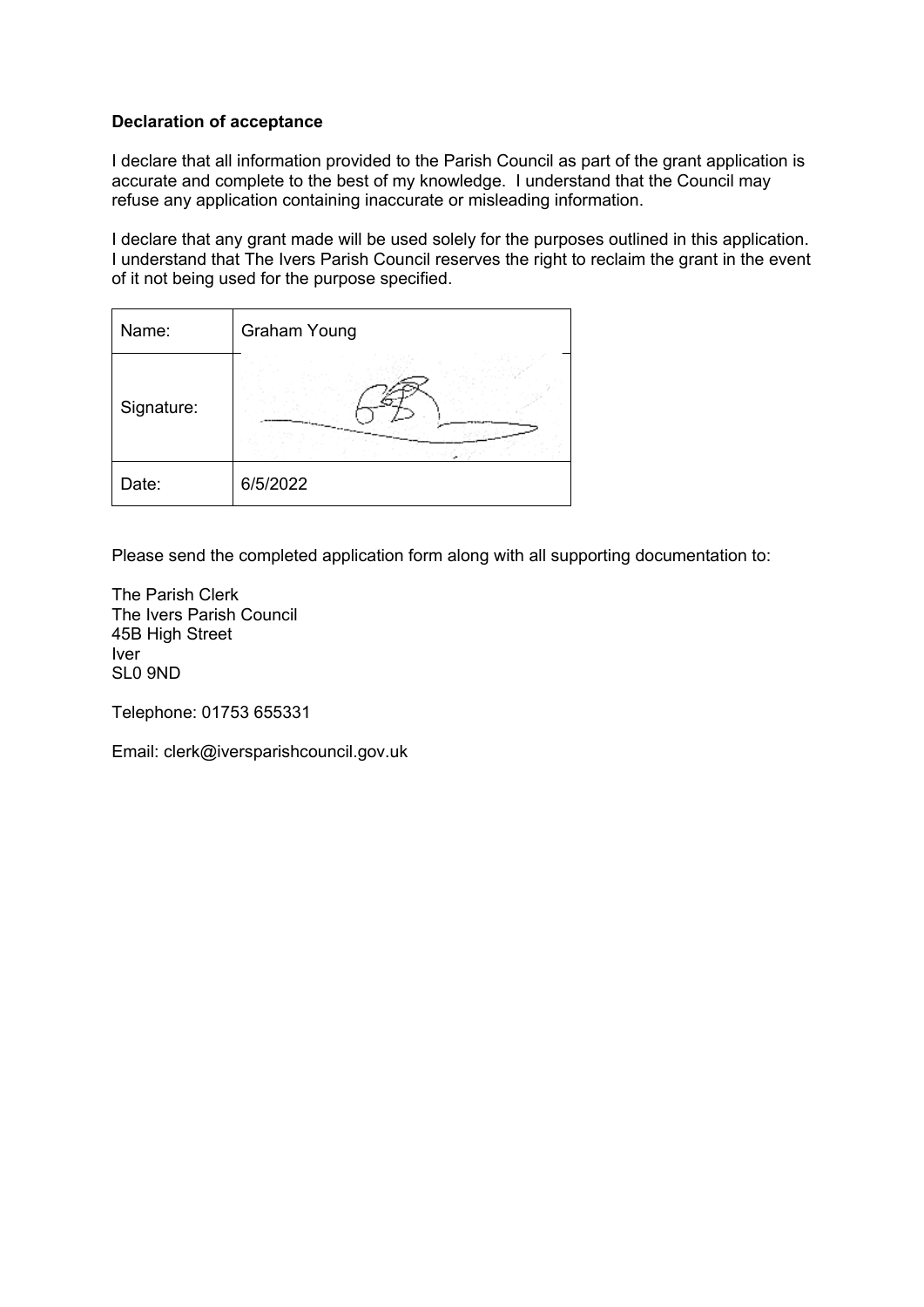**Declaration of acceptance**

I declare that all information provided to the Parish Council as part of the grant application is accurate and complete to the best of my knowledge. I understand that the Council may refuse any application containing inaccurate or misleading information.

I declare that any grant made will be used solely for the purposes outlined in this application. I understand that The Ivers Parish Council reserves the right to reclaim the grant in the event of it not being used for the purpose specified.

| Name: | Graham Young |
| --- | --- |
| Signature: | |
| Date: | 6/5/2022 |

Please send the completed application form along with all supporting documentation to:

The Parish Clerk
The Ivers Parish Council
45B High Street
Iver
SL0 9ND

Telephone: 01753 655331

Email: clerk@iversparishcouncil.gov.uk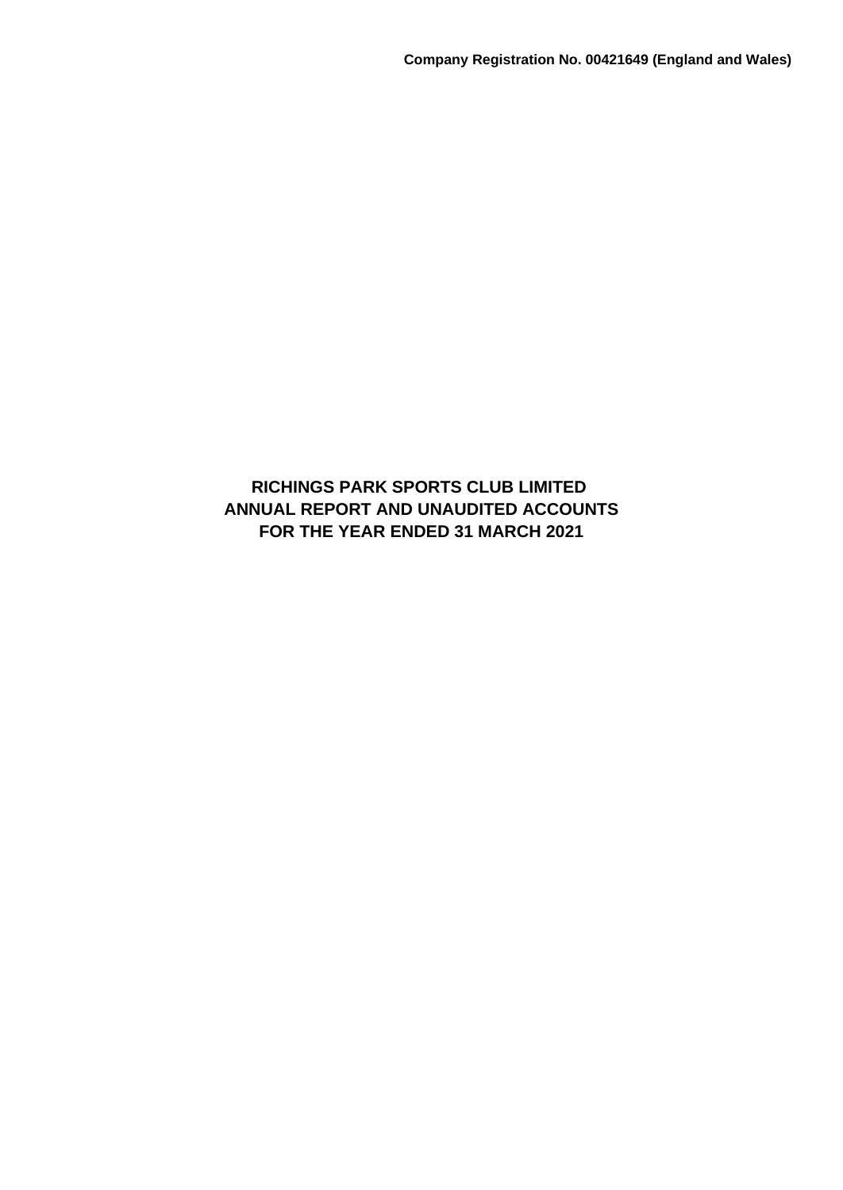Company Registration No. 00421649 (England and Wales)

# RICHINGS PARK SPORTS CLUB LIMITED
# ANNUAL REPORT AND UNAUDITED ACCOUNTS
# FOR THE YEAR ENDED 31 MARCH 2021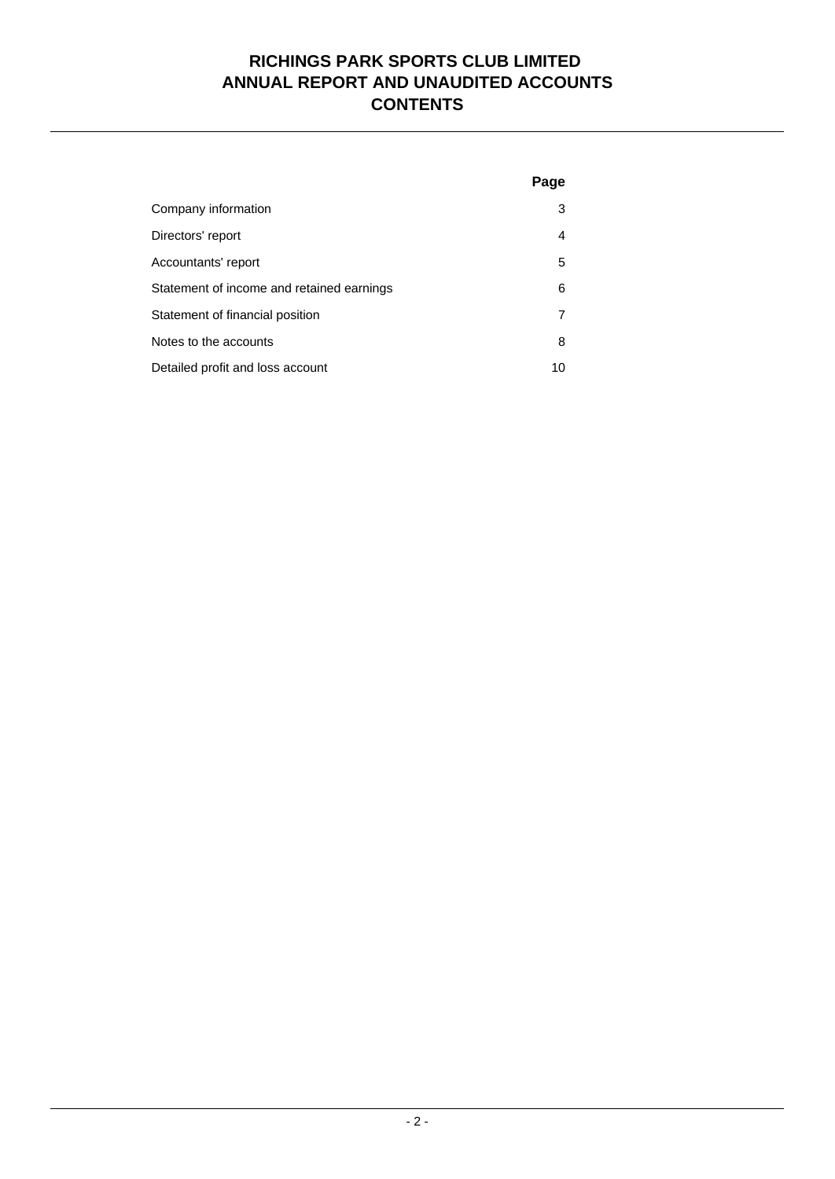# RICHINGS PARK SPORTS CLUB LIMITED
# ANNUAL REPORT AND UNAUDITED ACCOUNTS
# CONTENTS

| | Page |
|---|---|
| Company information | 3 |
| Directors' report | 4 |
| Accountants' report | 5 |
| Statement of income and retained earnings | 6 |
| Statement of financial position | 7 |
| Notes to the accounts | 8 |
| Detailed profit and loss account | 10 |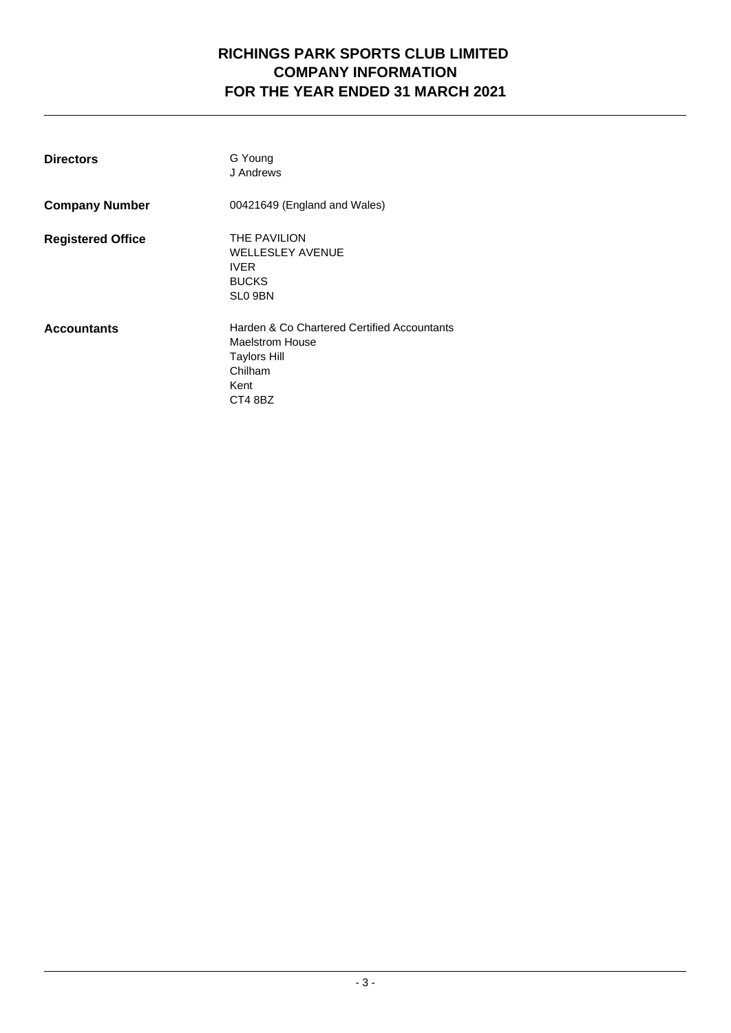# RICHINGS PARK SPORTS CLUB LIMITED
# COMPANY INFORMATION
# FOR THE YEAR ENDED 31 MARCH 2021

| | |
|---|---|
| **Directors** | G Young<br>J Andrews |
| **Company Number** | 00421649 (England and Wales) |
| **Registered Office** | THE PAVILION<br>WELLESLEY AVENUE<br>IVER<br>BUCKS<br>SL0 9BN |
| **Accountants** | Harden & Co Chartered Certified Accountants<br>Maelstrom House<br>Taylors Hill<br>Chilham<br>Kent<br>CT4 8BZ |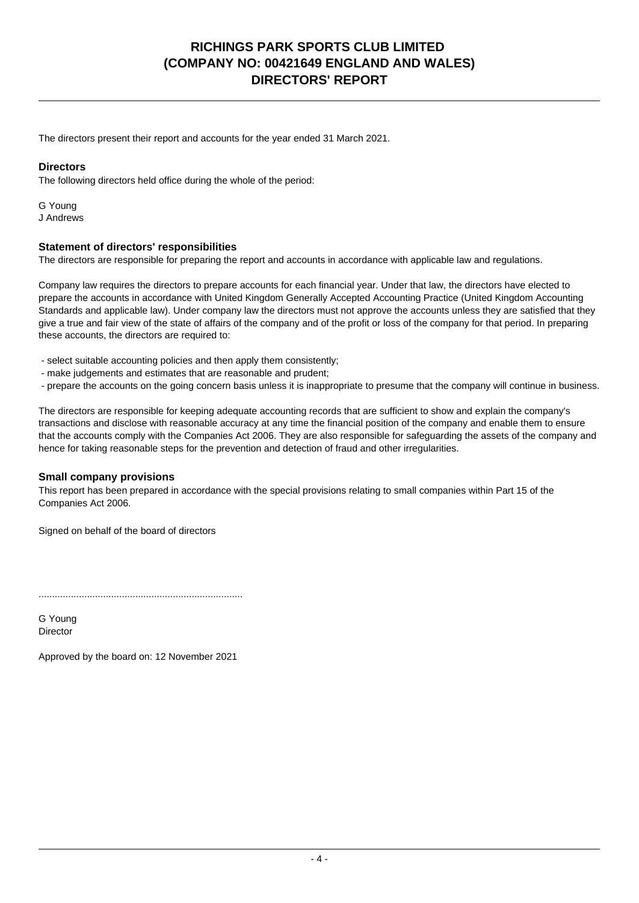# RICHINGS PARK SPORTS CLUB LIMITED
# (COMPANY NO: 00421649 ENGLAND AND WALES)
# DIRECTORS' REPORT

The directors present their report and accounts for the year ended 31 March 2021.

### Directors

The following directors held office during the whole of the period:

G Young
J Andrews

### Statement of directors' responsibilities

The directors are responsible for preparing the report and accounts in accordance with applicable law and regulations.

Company law requires the directors to prepare accounts for each financial year. Under that law, the directors have elected to prepare the accounts in accordance with United Kingdom Generally Accepted Accounting Practice (United Kingdom Accounting Standards and applicable law). Under company law the directors must not approve the accounts unless they are satisfied that they give a true and fair view of the state of affairs of the company and of the profit or loss of the company for that period. In preparing these accounts, the directors are required to:

- select suitable accounting policies and then apply them consistently;
- make judgements and estimates that are reasonable and prudent;
- prepare the accounts on the going concern basis unless it is inappropriate to presume that the company will continue in business.

The directors are responsible for keeping adequate accounting records that are sufficient to show and explain the company's transactions and disclose with reasonable accuracy at any time the financial position of the company and enable them to ensure that the accounts comply with the Companies Act 2006. They are also responsible for safeguarding the assets of the company and hence for taking reasonable steps for the prevention and detection of fraud and other irregularities.

### Small company provisions

This report has been prepared in accordance with the special provisions relating to small companies within Part 15 of the Companies Act 2006.

Signed on behalf of the board of directors

............................................................................

G Young
Director

Approved by the board on: 12 November 2021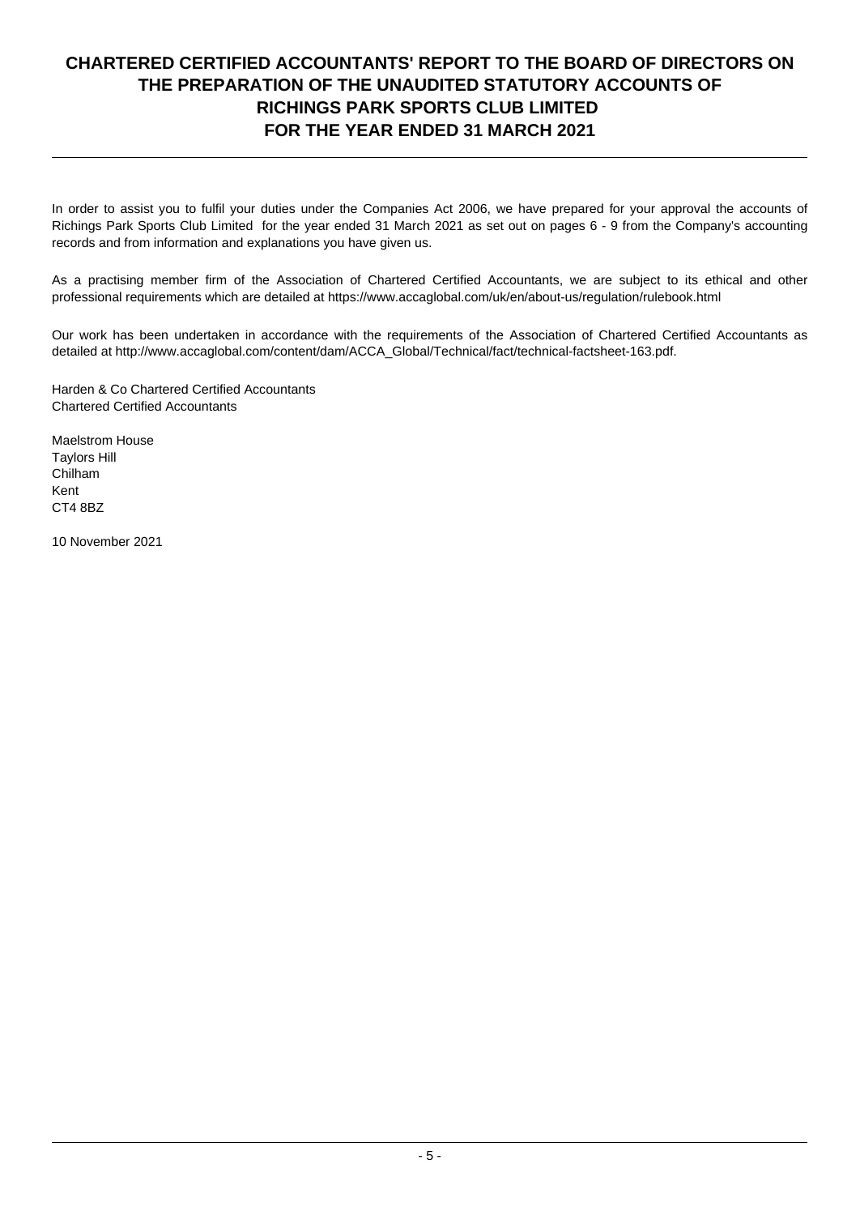# CHARTERED CERTIFIED ACCOUNTANTS' REPORT TO THE BOARD OF DIRECTORS ON THE PREPARATION OF THE UNAUDITED STATUTORY ACCOUNTS OF RICHINGS PARK SPORTS CLUB LIMITED FOR THE YEAR ENDED 31 MARCH 2021

In order to assist you to fulfil your duties under the Companies Act 2006, we have prepared for your approval the accounts of Richings Park Sports Club Limited for the year ended 31 March 2021 as set out on pages 6 - 9 from the Company's accounting records and from information and explanations you have given us.

As a practising member firm of the Association of Chartered Certified Accountants, we are subject to its ethical and other professional requirements which are detailed at https://www.accaglobal.com/uk/en/about-us/regulation/rulebook.html

Our work has been undertaken in accordance with the requirements of the Association of Chartered Certified Accountants as detailed at http://www.accaglobal.com/content/dam/ACCA_Global/Technical/fact/technical-factsheet-163.pdf.

Harden & Co Chartered Certified Accountants
Chartered Certified Accountants

Maelstrom House
Taylors Hill
Chilham
Kent
CT4 8BZ

10 November 2021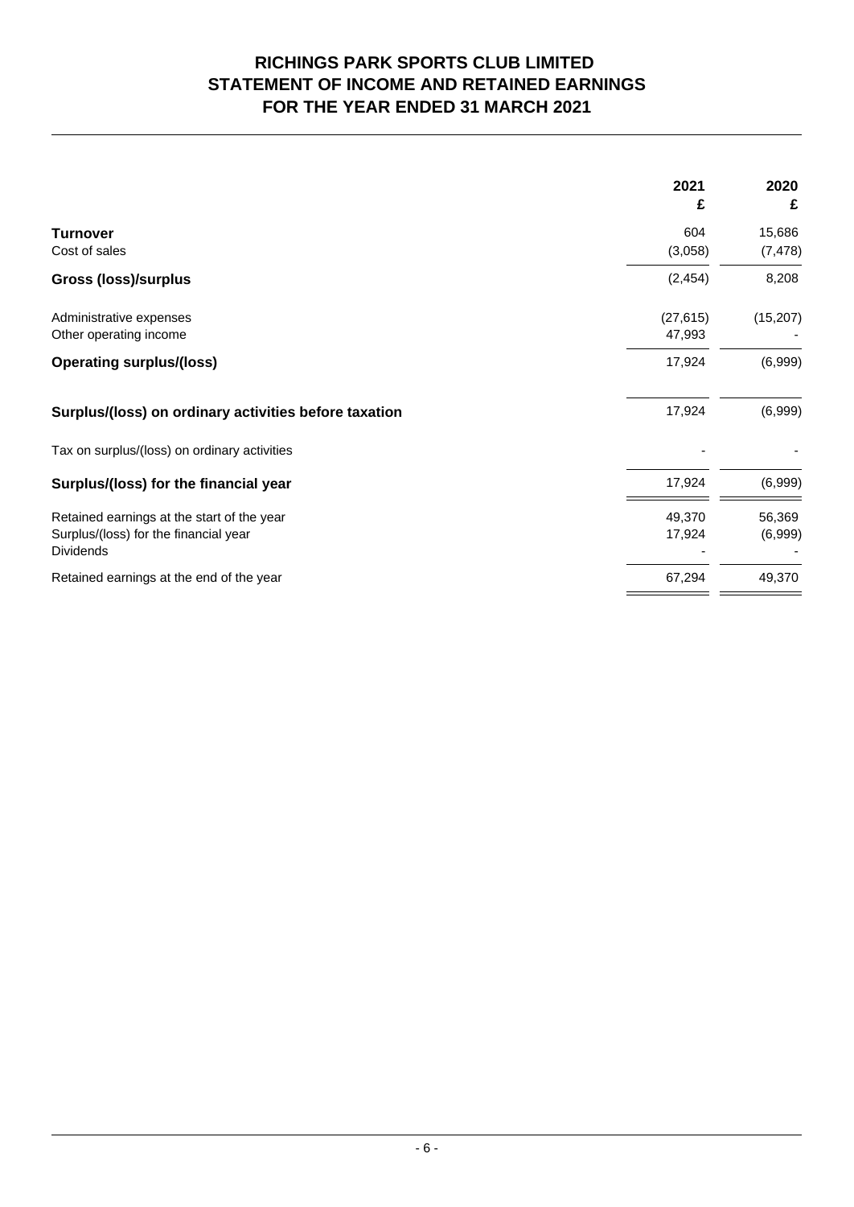# RICHINGS PARK SPORTS CLUB LIMITED
## STATEMENT OF INCOME AND RETAINED EARNINGS
## FOR THE YEAR ENDED 31 MARCH 2021

| | 2021<br>£ | 2020<br>£ |
|---|---|---|
| **Turnover** | 604 | 15,686 |
| Cost of sales | (3,058) | (7,478) |
| **Gross (loss)/surplus** | (2,454) | 8,208 |
| Administrative expenses | (27,615) | (15,207) |
| Other operating income | 47,993 | - |
| **Operating surplus/(loss)** | 17,924 | (6,999) |
| **Surplus/(loss) on ordinary activities before taxation** | 17,924 | (6,999) |
| Tax on surplus/(loss) on ordinary activities | - | - |
| **Surplus/(loss) for the financial year** | 17,924 | (6,999) |
| Retained earnings at the start of the year | 49,370 | 56,369 |
| Surplus/(loss) for the financial year | 17,924 | (6,999) |
| Dividends | - | - |
| Retained earnings at the end of the year | 67,294 | 49,370 |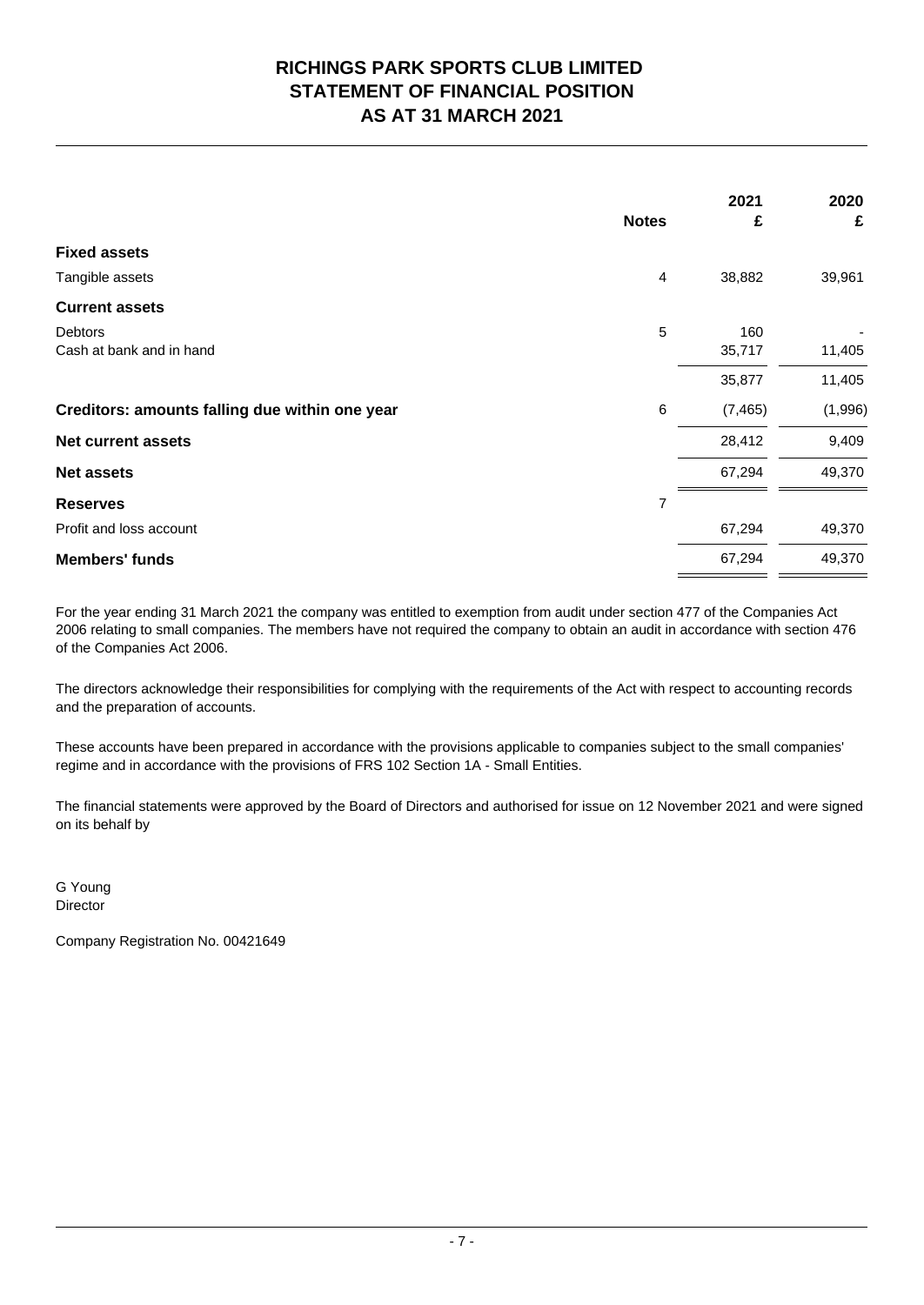# RICHINGS PARK SPORTS CLUB LIMITED
## STATEMENT OF FINANCIAL POSITION
## AS AT 31 MARCH 2021

| | Notes | 2021 £ | 2020 £ |
|---|---|---|---|
| **Fixed assets** | | | |
| Tangible assets | 4 | 38,882 | 39,961 |
| **Current assets** | | | |
| Debtors | 5 | 160 | - |
| Cash at bank and in hand | | 35,717 | 11,405 |
| | | 35,877 | 11,405 |
| **Creditors: amounts falling due within one year** | 6 | (7,465) | (1,996) |
| **Net current assets** | | 28,412 | 9,409 |
| **Net assets** | | 67,294 | 49,370 |
| **Reserves** | 7 | | |
| Profit and loss account | | 67,294 | 49,370 |
| **Members' funds** | | 67,294 | 49,370 |

For the year ending 31 March 2021 the company was entitled to exemption from audit under section 477 of the Companies Act 2006 relating to small companies. The members have not required the company to obtain an audit in accordance with section 476 of the Companies Act 2006.

The directors acknowledge their responsibilities for complying with the requirements of the Act with respect to accounting records and the preparation of accounts.

These accounts have been prepared in accordance with the provisions applicable to companies subject to the small companies' regime and in accordance with the provisions of FRS 102 Section 1A - Small Entities.

The financial statements were approved by the Board of Directors and authorised for issue on 12 November 2021 and were signed on its behalf by

G Young
Director

Company Registration No. 00421649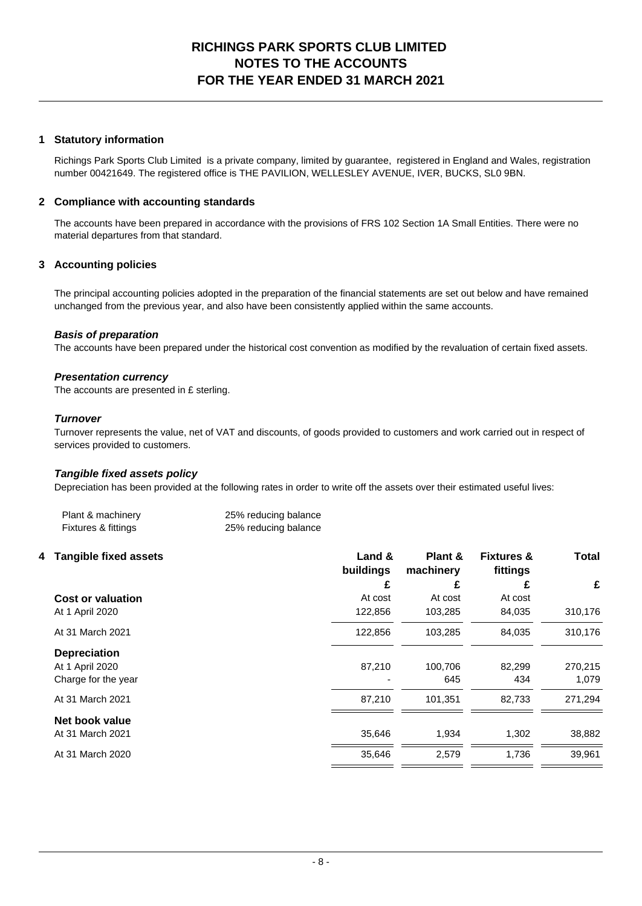# RICHINGS PARK SPORTS CLUB LIMITED
# NOTES TO THE ACCOUNTS
# FOR THE YEAR ENDED 31 MARCH 2021

## 1 Statutory information

Richings Park Sports Club Limited is a private company, limited by guarantee, registered in England and Wales, registration number 00421649. The registered office is THE PAVILION, WELLESLEY AVENUE, IVER, BUCKS, SL0 9BN.

## 2 Compliance with accounting standards

The accounts have been prepared in accordance with the provisions of FRS 102 Section 1A Small Entities. There were no material departures from that standard.

## 3 Accounting policies

The principal accounting policies adopted in the preparation of the financial statements are set out below and have remained unchanged from the previous year, and also have been consistently applied within the same accounts.

### *Basis of preparation*

The accounts have been prepared under the historical cost convention as modified by the revaluation of certain fixed assets.

### *Presentation currency*

The accounts are presented in £ sterling.

### *Turnover*

Turnover represents the value, net of VAT and discounts, of goods provided to customers and work carried out in respect of services provided to customers.

### *Tangible fixed assets policy*

Depreciation has been provided at the following rates in order to write off the assets over their estimated useful lives:

| | |
|---|---|
| Plant & machinery | 25% reducing balance |
| Fixtures & fittings | 25% reducing balance |

## 4 Tangible fixed assets

| | Land & buildings | Plant & machinery | Fixtures & fittings | Total |
|---|---|---|---|---|
| | £ | £ | £ | £ |
| **Cost or valuation** | At cost | At cost | At cost | |
| At 1 April 2020 | 122,856 | 103,285 | 84,035 | 310,176 |
| At 31 March 2021 | 122,856 | 103,285 | 84,035 | 310,176 |
| **Depreciation** | | | | |
| At 1 April 2020 | 87,210 | 100,706 | 82,299 | 270,215 |
| Charge for the year | - | 645 | 434 | 1,079 |
| At 31 March 2021 | 87,210 | 101,351 | 82,733 | 271,294 |
| **Net book value** | | | | |
| At 31 March 2021 | 35,646 | 1,934 | 1,302 | 38,882 |
| At 31 March 2020 | 35,646 | 2,579 | 1,736 | 39,961 |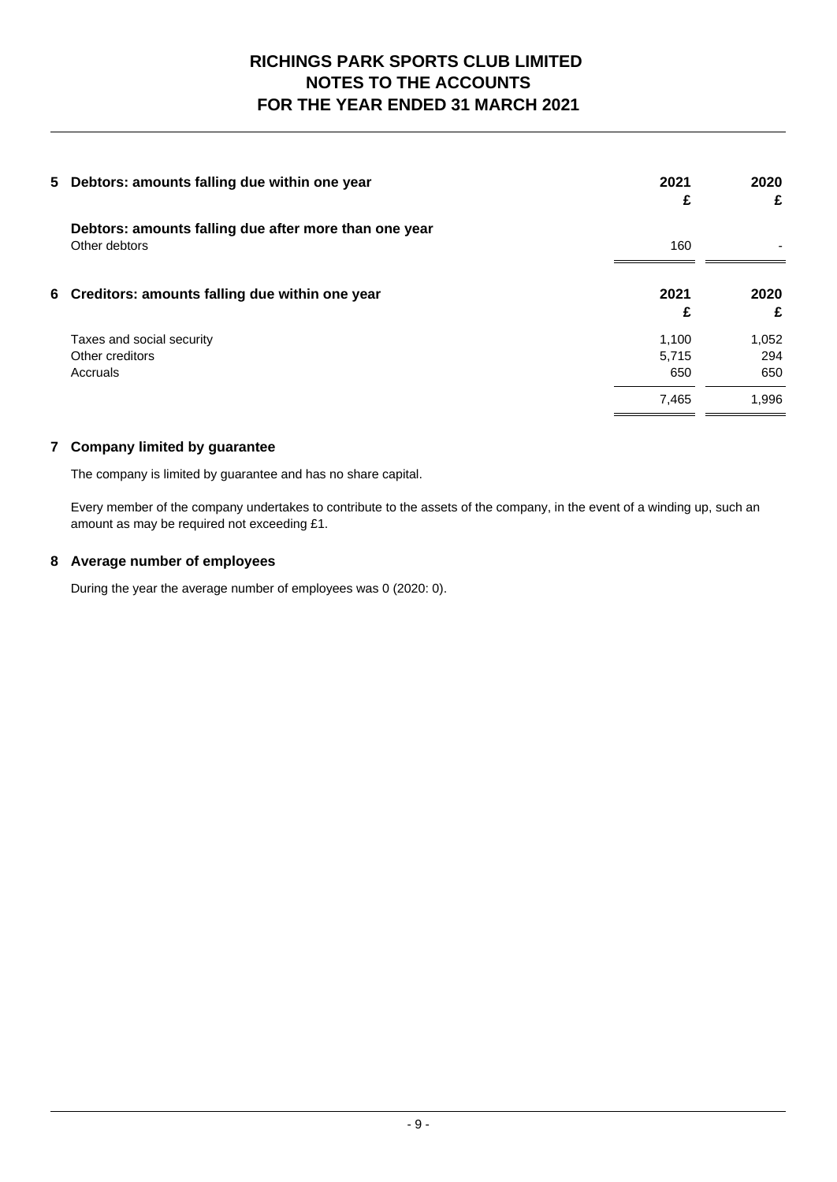# RICHINGS PARK SPORTS CLUB LIMITED
# NOTES TO THE ACCOUNTS
# FOR THE YEAR ENDED 31 MARCH 2021

| 5 Debtors: amounts falling due within one year | 2021 £ | 2020 £ |
|---|---|---|
| **Debtors: amounts falling due after more than one year** | | |
| Other debtors | 160 | - |

| 6 Creditors: amounts falling due within one year | 2021 £ | 2020 £ |
|---|---|---|
| Taxes and social security | 1,100 | 1,052 |
| Other creditors | 5,715 | 294 |
| Accruals | 650 | 650 |
| | 7,465 | 1,996 |

## 7 Company limited by guarantee

The company is limited by guarantee and has no share capital.

Every member of the company undertakes to contribute to the assets of the company, in the event of a winding up, such an amount as may be required not exceeding £1.

## 8 Average number of employees

During the year the average number of employees was 0 (2020: 0).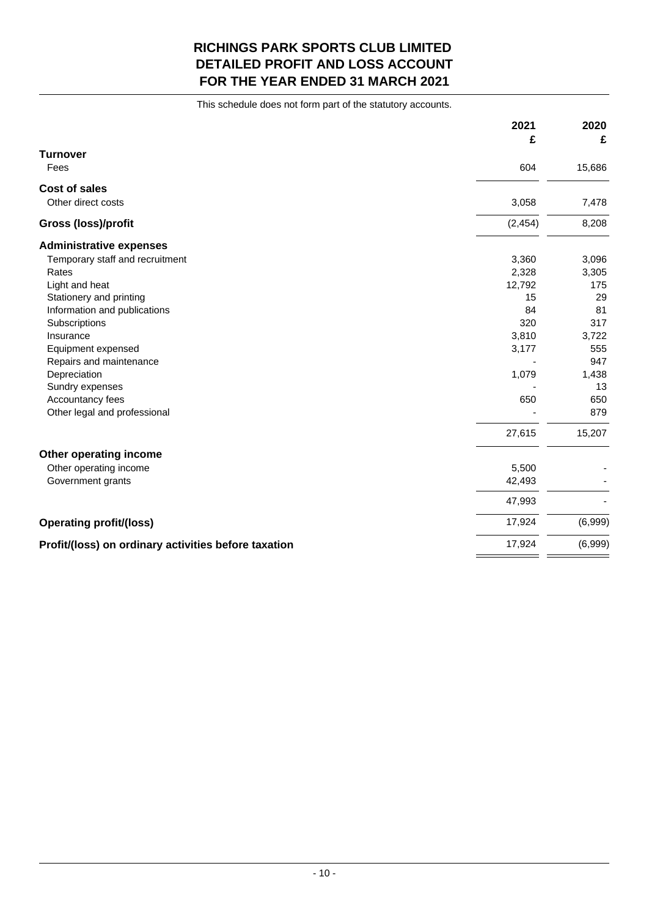# RICHINGS PARK SPORTS CLUB LIMITED
# DETAILED PROFIT AND LOSS ACCOUNT
# FOR THE YEAR ENDED 31 MARCH 2021

This schedule does not form part of the statutory accounts.

| | 2021<br>£ | 2020<br>£ |
|---|---|---|
| **Turnover** | | |
| Fees | 604 | 15,686 |
| **Cost of sales** | | |
| Other direct costs | 3,058 | 7,478 |
| **Gross (loss)/profit** | (2,454) | 8,208 |
| **Administrative expenses** | | |
| Temporary staff and recruitment | 3,360 | 3,096 |
| Rates | 2,328 | 3,305 |
| Light and heat | 12,792 | 175 |
| Stationery and printing | 15 | 29 |
| Information and publications | 84 | 81 |
| Subscriptions | 320 | 317 |
| Insurance | 3,810 | 3,722 |
| Equipment expensed | 3,177 | 555 |
| Repairs and maintenance | - | 947 |
| Depreciation | 1,079 | 1,438 |
| Sundry expenses | - | 13 |
| Accountancy fees | 650 | 650 |
| Other legal and professional | - | 879 |
| | 27,615 | 15,207 |
| **Other operating income** | | |
| Other operating income | 5,500 | - |
| Government grants | 42,493 | - |
| | 47,993 | - |
| **Operating profit/(loss)** | 17,924 | (6,999) |
| **Profit/(loss) on ordinary activities before taxation** | 17,924 | (6,999) |